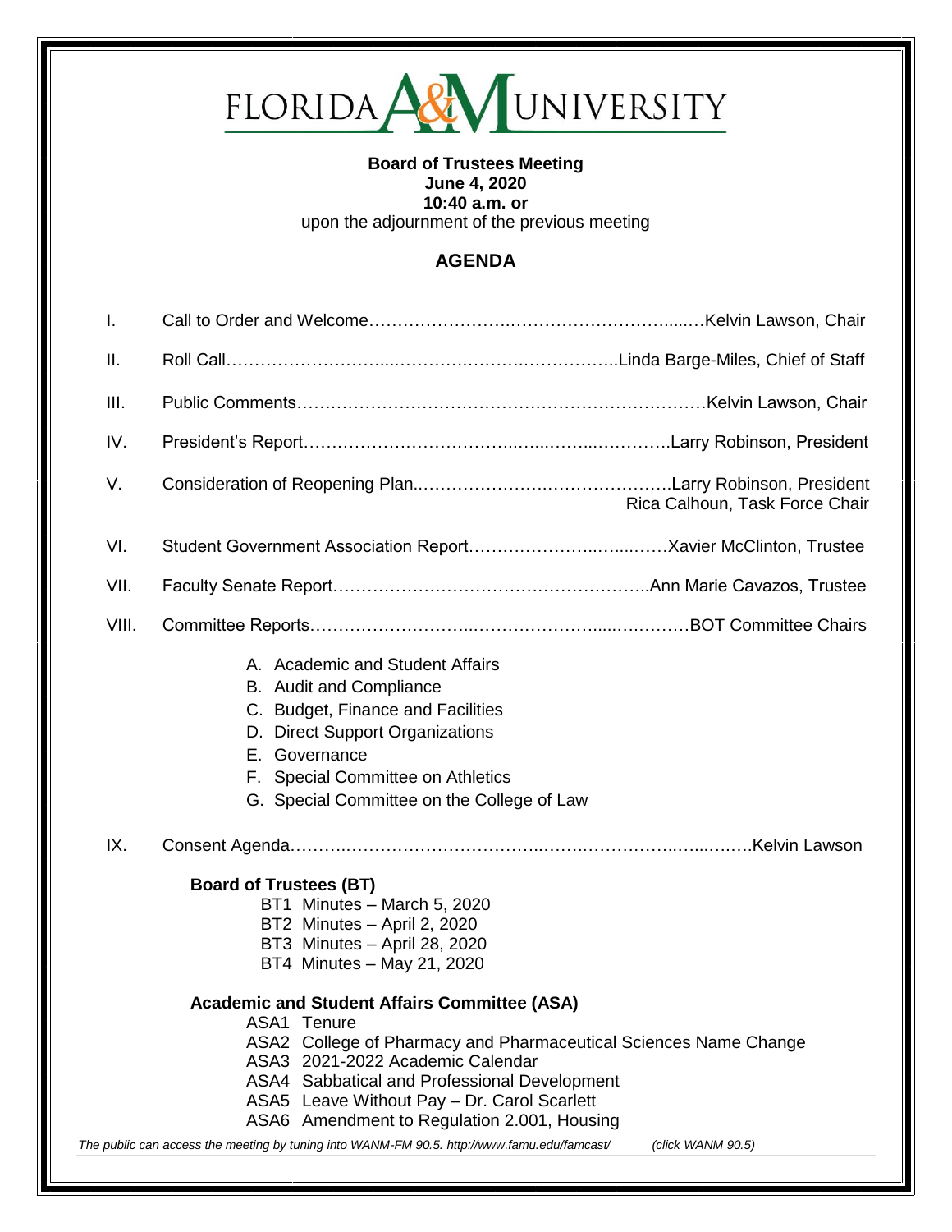# FLORIDA A&M UNIVERSITY

**Board of Trustees Meeting**
**June 4, 2020**
**10:40 a.m. or**
upon the adjournment of the previous meeting

## AGENDA

I. Call to Order and Welcome……………………………………………………Kelvin Lawson, Chair

II. Roll Call……………………………………………………………Linda Barge-Miles, Chief of Staff

III. Public Comments……………………………………………………………Kelvin Lawson, Chair

IV. President's Report……………………………………………………………Larry Robinson, President

V. Consideration of Reopening Plan……………………………………………Larry Robinson, President
Rica Calhoun, Task Force Chair

VI. Student Government Association Report……………………………………Xavier McClinton, Trustee

VII. Faculty Senate Report……………………………………………………Ann Marie Cavazos, Trustee

VIII. Committee Reports……………………………………………………………BOT Committee Chairs

A. Academic and Student Affairs
B. Audit and Compliance
C. Budget, Finance and Facilities
D. Direct Support Organizations
E. Governance
F. Special Committee on Athletics
G. Special Committee on the College of Law

IX. Consent Agenda……………………………………………………………………Kelvin Lawson

**Board of Trustees (BT)**

BT1 Minutes – March 5, 2020
BT2 Minutes – April 2, 2020
BT3 Minutes – April 28, 2020
BT4 Minutes – May 21, 2020

**Academic and Student Affairs Committee (ASA)**

ASA1 Tenure
ASA2 College of Pharmacy and Pharmaceutical Sciences Name Change
ASA3 2021-2022 Academic Calendar
ASA4 Sabbatical and Professional Development
ASA5 Leave Without Pay – Dr. Carol Scarlett
ASA6 Amendment to Regulation 2.001, Housing

*The public can access the meeting by tuning into WANM-FM 90.5. http://www.famu.edu/famcast/ (click WANM 90.5)*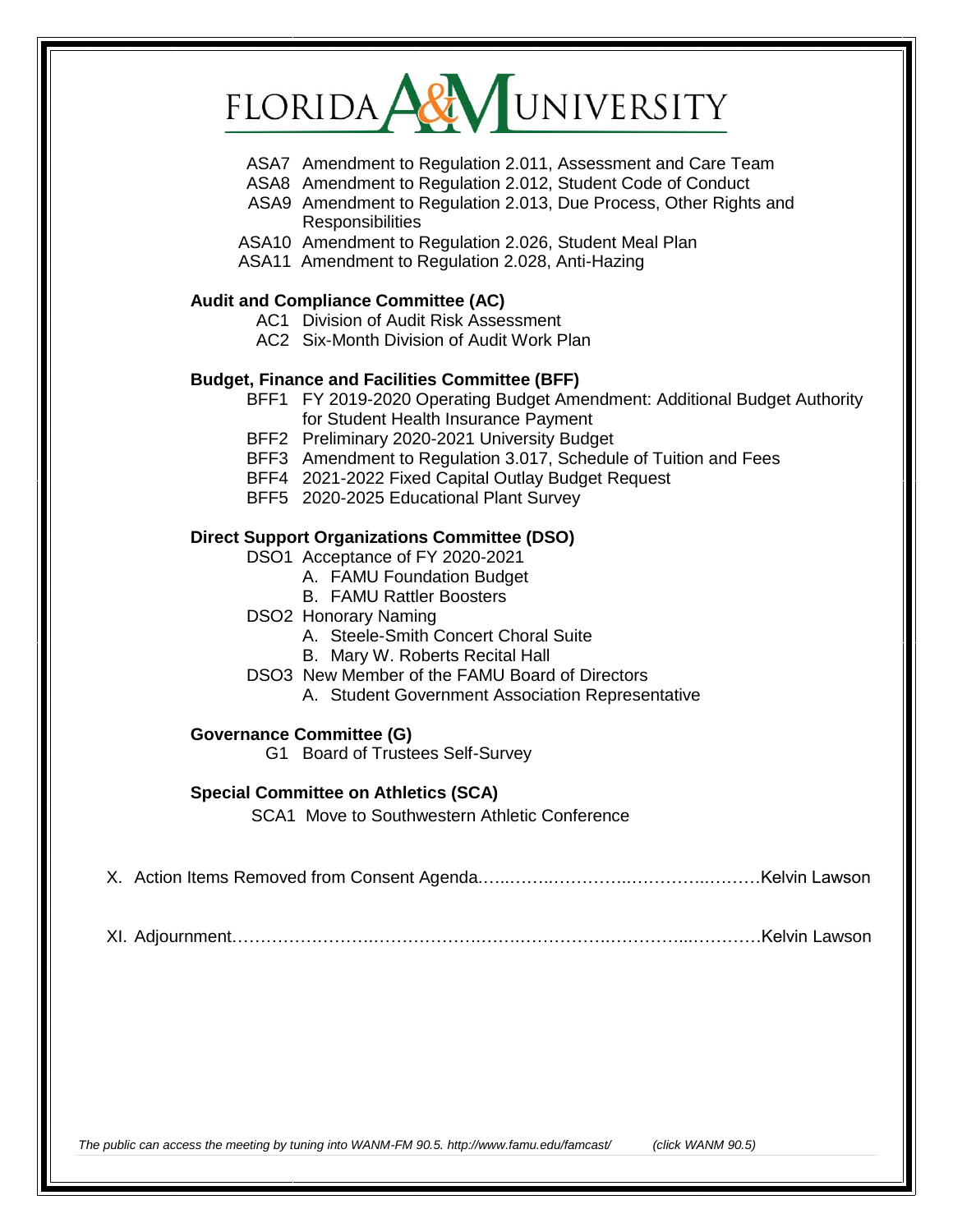ASA7 Amendment to Regulation 2.011, Assessment and Care Team
ASA8 Amendment to Regulation 2.012, Student Code of Conduct
ASA9 Amendment to Regulation 2.013, Due Process, Other Rights and Responsibilities
ASA10 Amendment to Regulation 2.026, Student Meal Plan
ASA11 Amendment to Regulation 2.028, Anti-Hazing

**Audit and Compliance Committee (AC)**

AC1 Division of Audit Risk Assessment
AC2 Six-Month Division of Audit Work Plan

**Budget, Finance and Facilities Committee (BFF)**

BFF1 FY 2019-2020 Operating Budget Amendment: Additional Budget Authority for Student Health Insurance Payment
BFF2 Preliminary 2020-2021 University Budget
BFF3 Amendment to Regulation 3.017, Schedule of Tuition and Fees
BFF4 2021-2022 Fixed Capital Outlay Budget Request
BFF5 2020-2025 Educational Plant Survey

**Direct Support Organizations Committee (DSO)**

DSO1 Acceptance of FY 2020-2021
- A. FAMU Foundation Budget
- B. FAMU Rattler Boosters

DSO2 Honorary Naming
- A. Steele-Smith Concert Choral Suite
- B. Mary W. Roberts Recital Hall

DSO3 New Member of the FAMU Board of Directors
- A. Student Government Association Representative

**Governance Committee (G)**

G1 Board of Trustees Self-Survey

**Special Committee on Athletics (SCA)**

SCA1 Move to Southwestern Athletic Conference

X. Action Items Removed from Consent Agenda……………………………………………Kelvin Lawson

XI. Adjournment……………………………………………………………………………Kelvin Lawson

*The public can access the meeting by tuning into WANM-FM 90.5. http://www.famu.edu/famcast/ (click WANM 90.5)*